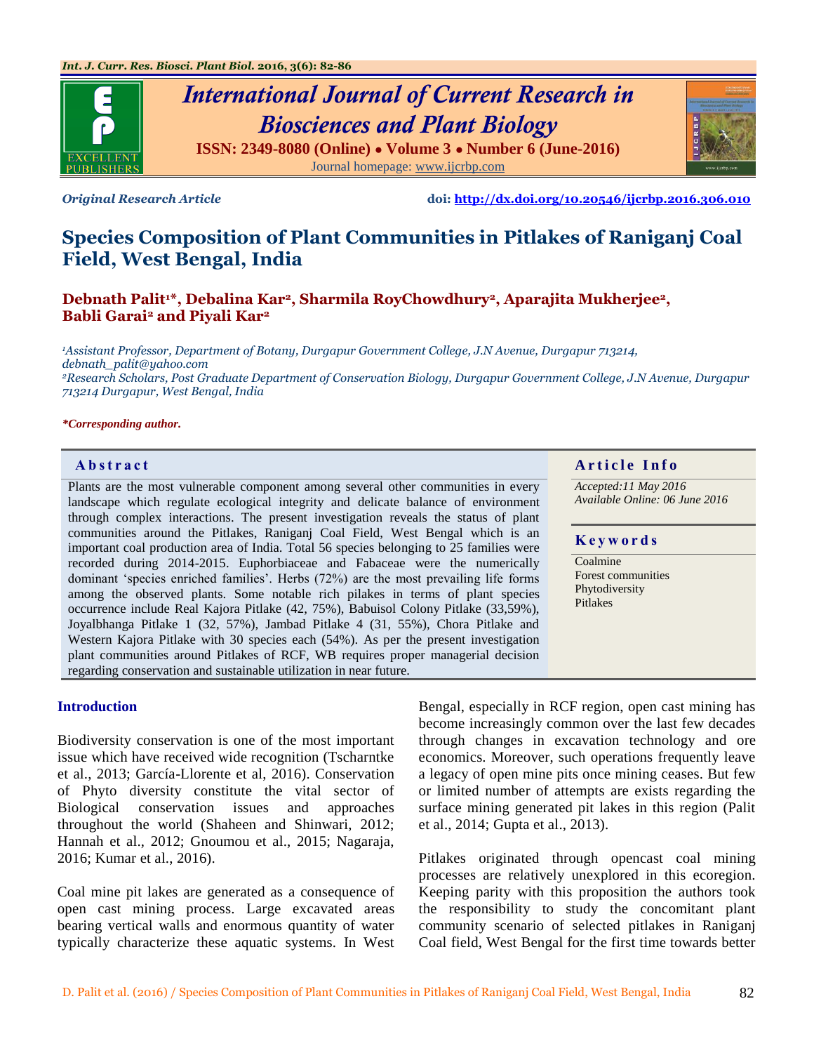*Original Research Article*

**doi: http://dx.doi.org/10.20546/ijcrbp.2016.306.010**

# Species Composition of Plant Communities in Pitlakes of Raniganj Coal Field, West Bengal, India

**Debnath Palit[1]*, Debalina Kar[2], Sharmila RoyChowdhury[2], Aparajita Mukherjee[2], Babli Garai[2] and Piyali Kar[2]**

*[1]Assistant Professor, Department of Botany, Durgapur Government College, J.N Avenue, Durgapur 713214, debnath_palit@yahoo.com*

*[2]Research Scholars, Post Graduate Department of Conservation Biology, Durgapur Government College, J.N Avenue, Durgapur 713214 Durgapur, West Bengal, India*

***Corresponding author.**

## Abstract

Plants are the most vulnerable component among several other communities in every landscape which regulate ecological integrity and delicate balance of environment through complex interactions. The present investigation reveals the status of plant communities around the Pitlakes, Raniganj Coal Field, West Bengal which is an important coal production area of India. Total 56 species belonging to 25 families were recorded during 2014-2015. Euphorbiaceae and Fabaceae were the numerically dominant 'species enriched families'. Herbs (72%) are the most prevailing life forms among the observed plants. Some notable rich pilakes in terms of plant species occurrence include Real Kajora Pitlake (42, 75%), Babuisol Colony Pitlake (33,59%), Joyalbhanga Pitlake 1 (32, 57%), Jambad Pitlake 4 (31, 55%), Chora Pitlake and Western Kajora Pitlake with 30 species each (54%). As per the present investigation plant communities around Pitlakes of RCF, WB requires proper managerial decision regarding conservation and sustainable utilization in near future.

## Article Info

*Accepted:11 May 2016*
*Available Online: 06 June 2016*

## Keywords

Coalmine
Forest communities
Phytodiversity
Pitlakes

## Introduction

Biodiversity conservation is one of the most important issue which have received wide recognition (Tscharntke et al., 2013; García-Llorente et al, 2016). Conservation of Phyto diversity constitute the vital sector of Biological conservation issues and approaches throughout the world (Shaheen and Shinwari, 2012; Hannah et al., 2012; Gnoumou et al., 2015; Nagaraja, 2016; Kumar et al., 2016).

Coal mine pit lakes are generated as a consequence of open cast mining process. Large excavated areas bearing vertical walls and enormous quantity of water typically characterize these aquatic systems. In West Bengal, especially in RCF region, open cast mining has become increasingly common over the last few decades through changes in excavation technology and ore economics. Moreover, such operations frequently leave a legacy of open mine pits once mining ceases. But few or limited number of attempts are exists regarding the surface mining generated pit lakes in this region (Palit et al., 2014; Gupta et al., 2013).

Pitlakes originated through opencast coal mining processes are relatively unexplored in this ecoregion. Keeping parity with this proposition the authors took the responsibility to study the concomitant plant community scenario of selected pitlakes in Raniganj Coal field, West Bengal for the first time towards better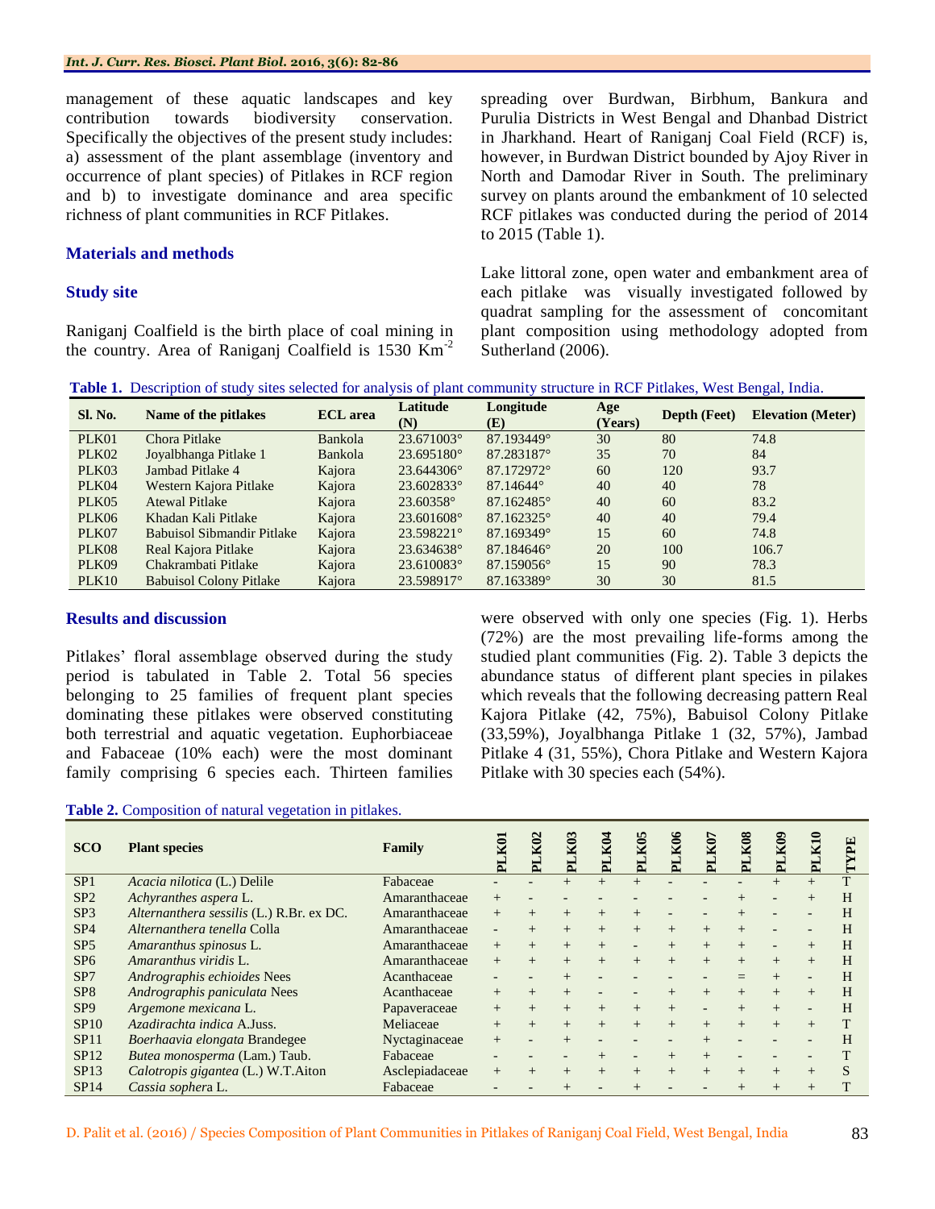management of these aquatic landscapes and key contribution towards biodiversity conservation. Specifically the objectives of the present study includes: a) assessment of the plant assemblage (inventory and occurrence of plant species) of Pitlakes in RCF region and b) to investigate dominance and area specific richness of plant communities in RCF Pitlakes.

## Materials and methods

### Study site

Raniganj Coalfield is the birth place of coal mining in the country. Area of Raniganj Coalfield is 1530 $Km^{-2}$ spreading over Burdwan, Birbhum, Bankura and Purulia Districts in West Bengal and Dhanbad District in Jharkhand. Heart of Raniganj Coal Field (RCF) is, however, in Burdwan District bounded by Ajoy River in North and Damodar River in South. The preliminary survey on plants around the embankment of 10 selected RCF pitlakes was conducted during the period of 2014 to 2015 (Table 1).

Lake littoral zone, open water and embankment area of each pitlake was visually investigated followed by quadrat sampling for the assessment of concomitant plant composition using methodology adopted from Sutherland (2006).

**Table 1.** Description of study sites selected for analysis of plant community structure in RCF Pitlakes, West Bengal, India.

| Sl. No. | Name of the pitlakes | ECL area | Latitude (N) | Longitude (E) | Age (Years) | Depth (Feet) | Elevation (Meter) |
|---|---|---|---|---|---|---|---|
| PLK01 | Chora Pitlake | Bankola | 23.671003° | 87.193449° | 30 | 80 | 74.8 |
| PLK02 | Joyalbhanga Pitlake 1 | Bankola | 23.695180° | 87.283187° | 35 | 70 | 84 |
| PLK03 | Jambad Pitlake 4 | Kajora | 23.644306° | 87.172972° | 60 | 120 | 93.7 |
| PLK04 | Western Kajora Pitlake | Kajora | 23.602833° | 87.14644° | 40 | 40 | 78 |
| PLK05 | Atewal Pitlake | Kajora | 23.60358° | 87.162485° | 40 | 60 | 83.2 |
| PLK06 | Khadan Kali Pitlake | Kajora | 23.601608° | 87.162325° | 40 | 40 | 79.4 |
| PLK07 | Babuisol Sibmandir Pitlake | Kajora | 23.598221° | 87.169349° | 15 | 60 | 74.8 |
| PLK08 | Real Kajora Pitlake | Kajora | 23.634638° | 87.184646° | 20 | 100 | 106.7 |
| PLK09 | Chakrambati Pitlake | Kajora | 23.610083° | 87.159056° | 15 | 90 | 78.3 |
| PLK10 | Babuisol Colony Pitlake | Kajora | 23.598917° | 87.163389° | 30 | 30 | 81.5 |

## Results and discussion

Pitlakes' floral assemblage observed during the study period is tabulated in Table 2. Total 56 species belonging to 25 families of frequent plant species dominating these pitlakes were observed constituting both terrestrial and aquatic vegetation. Euphorbiaceae and Fabaceae (10% each) were the most dominant family comprising 6 species each. Thirteen families were observed with only one species (Fig. 1). Herbs (72%) are the most prevailing life-forms among the studied plant communities (Fig. 2). Table 3 depicts the abundance status of different plant species in pilakes which reveals that the following decreasing pattern Real Kajora Pitlake (42, 75%), Babuisol Colony Pitlake (33,59%), Joyalbhanga Pitlake 1 (32, 57%), Jambad Pitlake 4 (31, 55%), Chora Pitlake and Western Kajora Pitlake with 30 species each (54%).

**Table 2.** Composition of natural vegetation in pitlakes.

| SCO | Plant species | Family | PLK01 | PLK02 | PLK03 | PLK04 | PLK05 | PLK06 | PLK07 | PLK08 | PLK09 | PLK10 | TYPE |
|---|---|---|---|---|---|---|---|---|---|---|---|---|---|
| SP1 | *Acacia nilotica* (L.) Delile | Fabaceae | - | - | + | + | + | - | - | - | + | + | T |
| SP2 | *Achyranthes aspera* L. | Amaranthaceae | + | - | - | - | - | - | - | + | - | + | H |
| SP3 | *Alternanthera sessilis* (L.) R.Br. ex DC. | Amaranthaceae | + | + | + | + | + | - | - | + | - | - | H |
| SP4 | *Alternanthera tenella* Colla | Amaranthaceae | - | + | + | + | + | + | + | + | - | - | H |
| SP5 | *Amaranthus spinosus* L. | Amaranthaceae | + | + | + | + | - | + | + | + | - | + | H |
| SP6 | *Amaranthus viridis* L. | Amaranthaceae | + | + | + | + | + | + | + | + | + | + | H |
| SP7 | *Andrographis echioides* Nees | Acanthaceae | - | - | + | - | - | - | - | = | + | - | H |
| SP8 | *Andrographis paniculata* Nees | Acanthaceae | + | + | + | - | - | + | + | + | + | + | H |
| SP9 | *Argemone mexicana* L. | Papaveraceae | + | + | + | + | + | + | - | + | + | - | H |
| SP10 | *Azadirachta indica* A.Juss. | Meliaceae | + | + | + | + | + | + | + | + | + | + | T |
| SP11 | *Boerhaavia elongata* Brandegee | Nyctaginaceae | + | - | + | - | - | - | + | - | - | - | H |
| SP12 | *Butea monosperma* (Lam.) Taub. | Fabaceae | - | - | - | + | - | + | + | - | - | - | T |
| SP13 | *Calotropis gigantea* (L.) W.T.Aiton | Asclepiadaceae | + | + | + | + | + | + | + | + | + | + | S |
| SP14 | *Cassia sophera* L. | Fabaceae | - | - | + | - | + | - | - | + | + | + | T |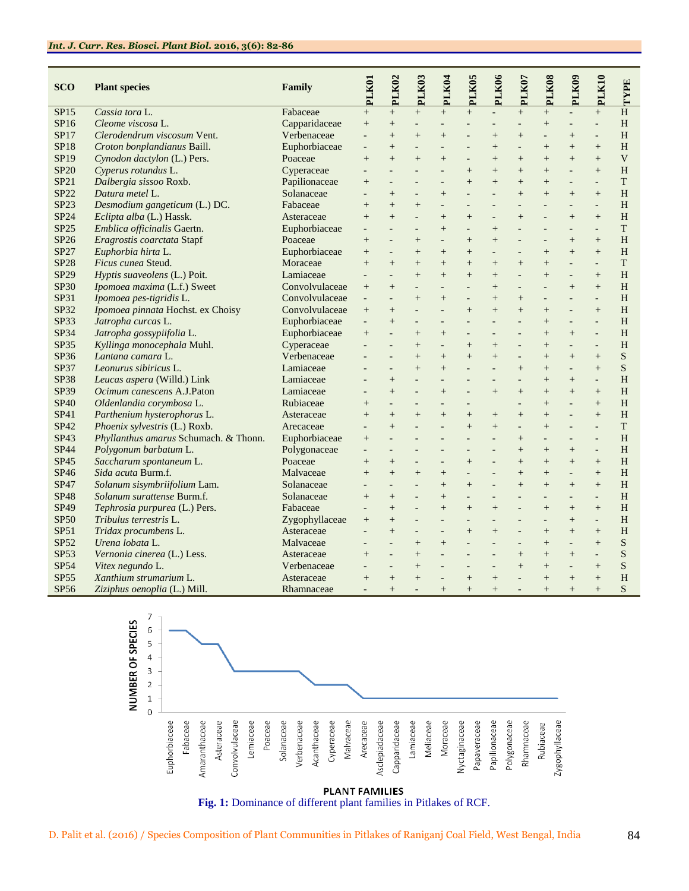| SCO | Plant species | Family | PLK01 | PLK02 | PLK03 | PLK04 | PLK05 | PLK06 | PLK07 | PLK08 | PLK09 | PLK10 | TYPE |
|---|---|---|---|---|---|---|---|---|---|---|---|---|---|
| SP15 | *Cassia tora* L. | Fabaceae | + | + | + | + | + | - | + | + | - | + | H |
| SP16 | *Cleome viscosa* L. | Capparidaceae | + | + | - | - | - | - | - | + | - | - | H |
| SP17 | *Clerodendrum viscosum* Vent. | Verbenaceae | - | + | + | + | - | + | + | - | + | - | H |
| SP18 | *Croton bonplandianus* Baill. | Euphorbiaceae | - | + | - | - | - | + | - | + | + | + | H |
| SP19 | *Cynodon dactylon* (L.) Pers. | Poaceae | + | + | + | + | - | + | + | + | + | + | V |
| SP20 | *Cyperus rotundus* L. | Cyperaceae | - | - | - | - | + | + | + | + | - | + | H |
| SP21 | *Dalbergia sissoo* Roxb. | Papilionaceae | + | - | - | - | + | + | + | + | - | - | T |
| SP22 | *Datura metel* L. | Solanaceae | - | + | - | + | - | - | + | + | + | + | H |
| SP23 | *Desmodium gangeticum* (L.) DC. | Fabaceae | + | + | + | - | - | - | - | - | - | - | H |
| SP24 | *Eclipta alba* (L.) Hassk. | Asteraceae | + | + | - | + | + | - | + | - | + | + | H |
| SP25 | *Emblica officinalis* Gaertn. | Euphorbiaceae | - | - | - | + | - | + | - | - | - | - | T |
| SP26 | *Eragrostis coarctata* Stapf | Poaceae | + | - | + | - | + | + | - | - | + | + | H |
| SP27 | *Euphorbia hirta* L. | Euphorbiaceae | + | - | + | + | + | - | - | + | + | + | H |
| SP28 | *Ficus cunea* Steud. | Moraceae | + | + | + | + | + | + | + | + | - | - | T |
| SP29 | *Hyptis suaveolens* (L.) Poit. | Lamiaceae | - | - | + | + | + | + | - | + | - | + | H |
| SP30 | *Ipomoea maxima* (L.f.) Sweet | Convolvulaceae | + | + | - | - | - | + | - | - | + | + | H |
| SP31 | *Ipomoea pes-tigridis* L. | Convolvulaceae | - | - | + | + | - | + | + | - | - | - | H |
| SP32 | *Ipomoea pinnata* Hochst. ex Choisy | Convolvulaceae | + | + | - | - | + | + | + | + | - | + | H |
| SP33 | *Jatropha curcas* L. | Euphorbiaceae | - | + | - | - | - | - | - | + | - | - | H |
| SP34 | *Jatropha gossypiifolia* L. | Euphorbiaceae | + | - | + | + | - | - | - | + | + | - | H |
| SP35 | *Kyllinga monocephala* Muhl. | Cyperaceae | - | - | + | - | + | + | - | + | - | - | H |
| SP36 | *Lantana camara* L. | Verbenaceae | - | - | + | + | + | + | - | + | + | + | S |
| SP37 | *Leonurus sibiricus* L. | Lamiaceae | - | - | + | + | - | - | + | + | - | + | S |
| SP38 | *Leucas aspera* (Willd.) Link | Lamiaceae | - | + | - | - | - | - | - | + | + | - | H |
| SP39 | *Ocimum canescens* A.J.Paton | Lamiaceae | - | + | - | + | - | + | + | + | + | + | H |
| SP40 | *Oldenlandia corymbosa* L. | Rubiaceae | + | - | - | - | - | | - | + | - | + | H |
| SP41 | *Parthenium hysterophorus* L. | Asteraceae | + | + | + | + | + | + | + | + | - | + | H |
| SP42 | *Phoenix sylvestris* (L.) Roxb. | Arecaceae | - | + | - | - | + | + | - | + | - | - | T |
| SP43 | *Phyllanthus amarus* Schumach. & Thonn. | Euphorbiaceae | + | - | - | - | - | - | + | - | - | - | H |
| SP44 | *Polygonum barbatum* L. | Polygonaceae | - | - | - | - | - | - | + | + | + | - | H |
| SP45 | *Saccharum spontaneum* L. | Poaceae | + | + | - | - | + | - | + | + | + | + | H |
| SP46 | *Sida acuta* Burm.f. | Malvaceae | + | + | + | + | - | - | + | + | - | + | H |
| SP47 | *Solanum sisymbriifolium* Lam. | Solanaceae | - | - | - | + | + | - | + | + | + | + | H |
| SP48 | *Solanum surattense* Burm.f. | Solanaceae | + | + | - | + | - | - | - | - | - | - | H |
| SP49 | *Tephrosia purpurea* (L.) Pers. | Fabaceae | - | + | - | + | + | + | - | + | + | + | H |
| SP50 | *Tribulus terrestris* L. | Zygophyllaceae | + | + | - | - | - | - | - | - | + | - | H |
| SP51 | *Tridax procumbens* L. | Asteraceae | - | + | - | - | + | + | - | + | + | + | H |
| SP52 | *Urena lobata* L. | Malvaceae | - | - | + | + | - | - | - | + | - | + | S |
| SP53 | *Vernonia cinerea* (L.) Less. | Asteraceae | + | - | + | - | - | - | + | + | + | - | S |
| SP54 | *Vitex negundo* L. | Verbenaceae | - | - | + | - | - | - | + | + | - | + | S |
| SP55 | *Xanthium strumarium* L. | Asteraceae | + | + | + | - | + | + | - | + | + | + | H |
| SP56 | *Ziziphus oenoplia* (L.) Mill. | Rhamnaceae | - | + | - | + | + | + | - | + | + | + | S |

**Fig. 1:** Dominance of different plant families in Pitlakes of RCF.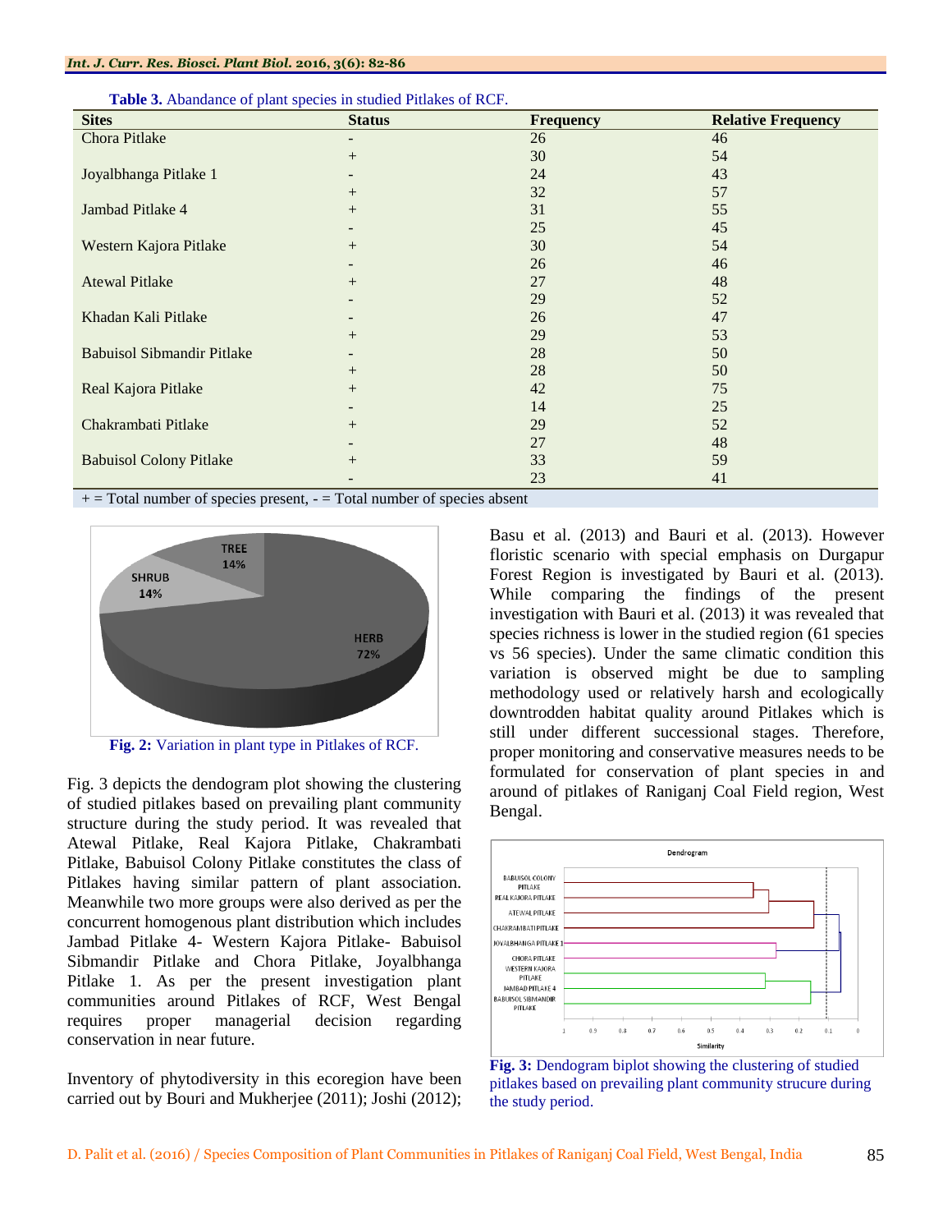**Table 3.** Abandance of plant species in studied Pitlakes of RCF.

| Sites | Status | Frequency | Relative Frequency |
|---|---|---|---|
| Chora Pitlake | - | 26 | 46 |
| | + | 30 | 54 |
| Joyalbhanga Pitlake 1 | - | 24 | 43 |
| | + | 32 | 57 |
| Jambad Pitlake 4 | + | 31 | 55 |
| | - | 25 | 45 |
| Western Kajora Pitlake | + | 30 | 54 |
| | - | 26 | 46 |
| Atewal Pitlake | + | 27 | 48 |
| | - | 29 | 52 |
| Khadan Kali Pitlake | - | 26 | 47 |
| | + | 29 | 53 |
| Babuisol Sibmandir Pitlake | - | 28 | 50 |
| | + | 28 | 50 |
| Real Kajora Pitlake | + | 42 | 75 |
| | - | 14 | 25 |
| Chakrambati Pitlake | + | 29 | 52 |
| | - | 27 | 48 |
| Babuisol Colony Pitlake | + | 33 | 59 |
| | - | 23 | 41 |

+ = Total number of species present, - = Total number of species absent

**Fig. 2:** Variation in plant type in Pitlakes of RCF.

Fig. 3 depicts the dendogram plot showing the clustering of studied pitlakes based on prevailing plant community structure during the study period. It was revealed that Atewal Pitlake, Real Kajora Pitlake, Chakrambati Pitlake, Babuisol Colony Pitlake constitutes the class of Pitlakes having similar pattern of plant association. Meanwhile two more groups were also derived as per the concurrent homogenous plant distribution which includes Jambad Pitlake 4- Western Kajora Pitlake- Babuisol Sibmandir Pitlake and Chora Pitlake, Joyalbhanga Pitlake 1. As per the present investigation plant communities around Pitlakes of RCF, West Bengal requires proper managerial decision regarding conservation in near future.

Inventory of phytodiversity in this ecoregion have been carried out by Bouri and Mukherjee (2011); Joshi (2012); Basu et al. (2013) and Bauri et al. (2013). However floristic scenario with special emphasis on Durgapur Forest Region is investigated by Bauri et al. (2013). While comparing the findings of the present investigation with Bauri et al. (2013) it was revealed that species richness is lower in the studied region (61 species vs 56 species). Under the same climatic condition this variation is observed might be due to sampling methodology used or relatively harsh and ecologically downtrodden habitat quality around Pitlakes which is still under different successional stages. Therefore, proper monitoring and conservative measures needs to be formulated for conservation of plant species in and around of pitlakes of Raniganj Coal Field region, West Bengal.

**Fig. 3:** Dendogram biplot showing the clustering of studied pitlakes based on prevailing plant community strucure during the study period.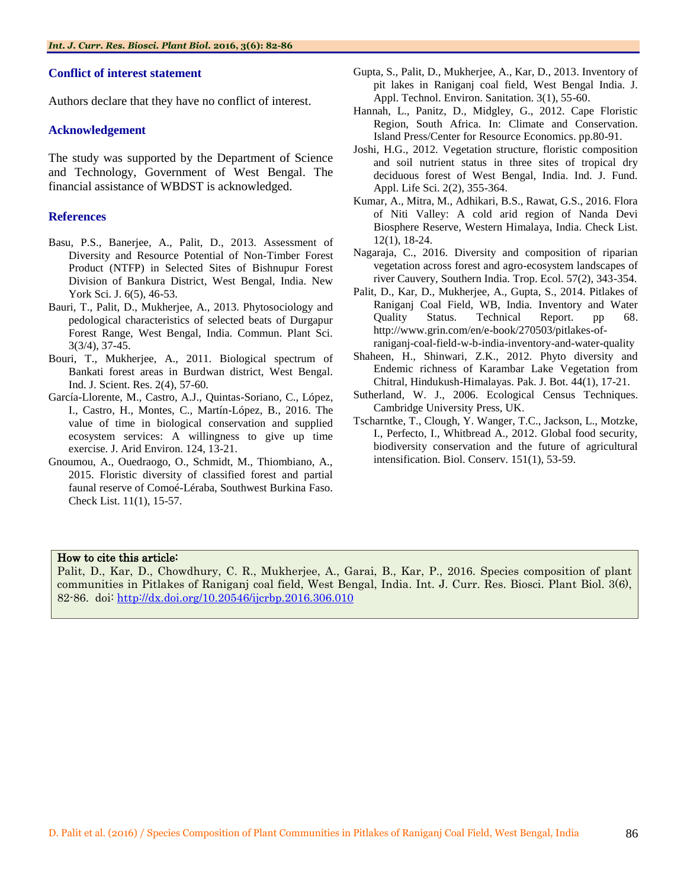## Conflict of interest statement

Authors declare that they have no conflict of interest.

## Acknowledgement

The study was supported by the Department of Science and Technology, Government of West Bengal. The financial assistance of WBDST is acknowledged.

## References

Basu, P.S., Banerjee, A., Palit, D., 2013. Assessment of Diversity and Resource Potential of Non-Timber Forest Product (NTFP) in Selected Sites of Bishnupur Forest Division of Bankura District, West Bengal, India. New York Sci. J. 6(5), 46-53.

Bauri, T., Palit, D., Mukherjee, A., 2013. Phytosociology and pedological characteristics of selected beats of Durgapur Forest Range, West Bengal, India. Commun. Plant Sci. 3(3/4), 37-45.

Bouri, T., Mukherjee, A., 2011. Biological spectrum of Bankati forest areas in Burdwan district, West Bengal. Ind. J. Scient. Res. 2(4), 57-60.

García-Llorente, M., Castro, A.J., Quintas-Soriano, C., López, I., Castro, H., Montes, C., Martín-López, B., 2016. The value of time in biological conservation and supplied ecosystem services: A willingness to give up time exercise. J. Arid Environ. 124, 13-21.

Gnoumou, A., Ouedraogo, O., Schmidt, M., Thiombiano, A., 2015. Floristic diversity of classified forest and partial faunal reserve of Comoé-Léraba, Southwest Burkina Faso. Check List. 11(1), 15-57.

Gupta, S., Palit, D., Mukherjee, A., Kar, D., 2013. Inventory of pit lakes in Raniganj coal field, West Bengal India. J. Appl. Technol. Environ. Sanitation. 3(1), 55-60.

Hannah, L., Panitz, D., Midgley, G., 2012. Cape Floristic Region, South Africa. In: Climate and Conservation. Island Press/Center for Resource Economics. pp.80-91.

Joshi, H.G., 2012. Vegetation structure, floristic composition and soil nutrient status in three sites of tropical dry deciduous forest of West Bengal, India. Ind. J. Fund. Appl. Life Sci. 2(2), 355-364.

Kumar, A., Mitra, M., Adhikari, B.S., Rawat, G.S., 2016. Flora of Niti Valley: A cold arid region of Nanda Devi Biosphere Reserve, Western Himalaya, India. Check List. 12(1), 18-24.

Nagaraja, C., 2016. Diversity and composition of riparian vegetation across forest and agro-ecosystem landscapes of river Cauvery, Southern India. Trop. Ecol. 57(2), 343-354.

Palit, D., Kar, D., Mukherjee, A., Gupta, S., 2014. Pitlakes of Raniganj Coal Field, WB, India. Inventory and Water Quality Status. Technical Report. pp 68. http://www.grin.com/en/e-book/270503/pitlakes-of-raniganj-coal-field-w-b-india-inventory-and-water-quality

Shaheen, H., Shinwari, Z.K., 2012. Phyto diversity and Endemic richness of Karambar Lake Vegetation from Chitral, Hindukush-Himalayas. Pak. J. Bot. 44(1), 17-21.

Sutherland, W. J., 2006. Ecological Census Techniques. Cambridge University Press, UK.

Tscharntke, T., Clough, Y. Wanger, T.C., Jackson, L., Motzke, I., Perfecto, I., Whitbread A., 2012. Global food security, biodiversity conservation and the future of agricultural intensification. Biol. Conserv. 151(1), 53-59.

**How to cite this article:**

Palit, D., Kar, D., Chowdhury, C. R., Mukherjee, A., Garai, B., Kar, P., 2016. Species composition of plant communities in Pitlakes of Raniganj coal field, West Bengal, India. Int. J. Curr. Res. Biosci. Plant Biol. 3(6), 82-86. doi: http://dx.doi.org/10.20546/ijcrbp.2016.306.010